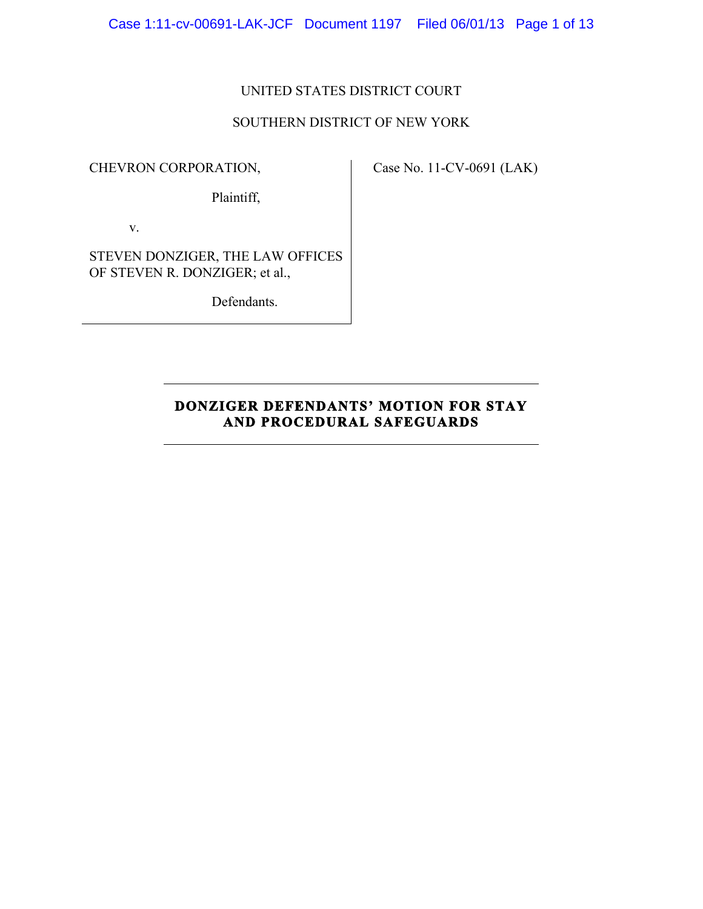UNITED STATES DISTRICT COURT

SOUTHERN DISTRICT OF NEW YORK

| | |
|---|---|
| CHEVRON CORPORATION,<br><br>Plaintiff,<br><br>v.<br><br>STEVEN DONZIGER, THE LAW OFFICES OF STEVEN R. DONZIGER; et al.,<br><br>Defendants. | Case No. 11-CV-0691 (LAK) |

# DONZIGER DEFENDANTS' MOTION FOR STAY AND PROCEDURAL SAFEGUARDS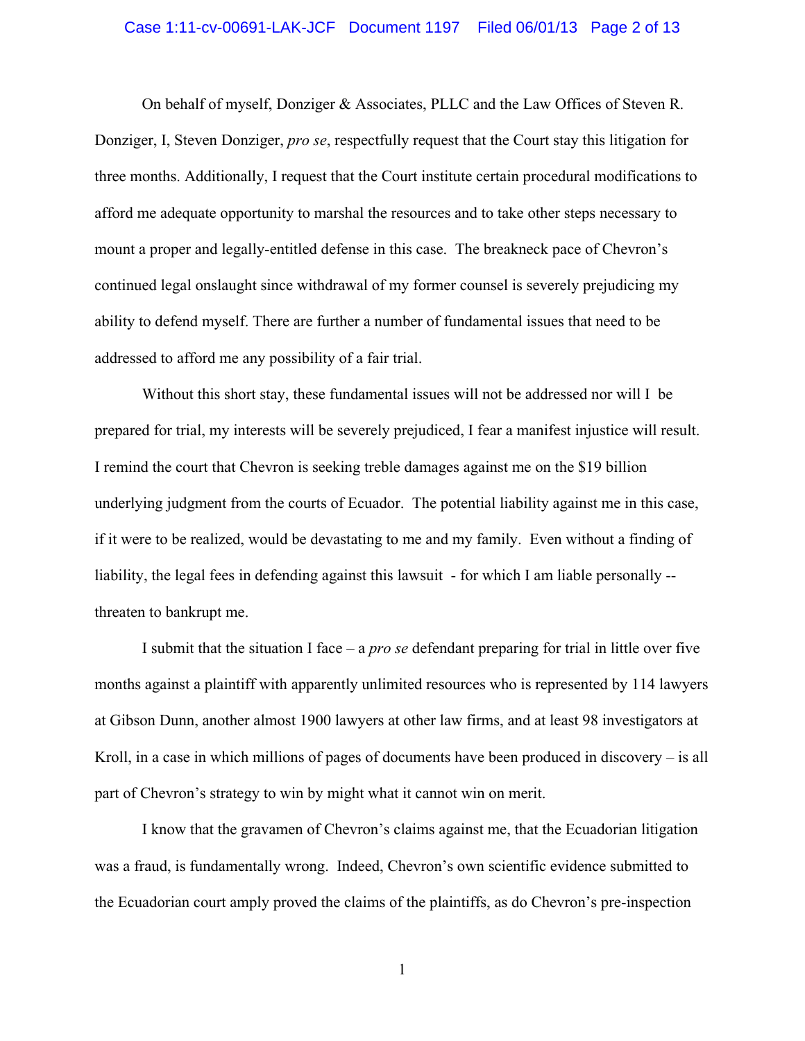On behalf of myself, Donziger & Associates, PLLC and the Law Offices of Steven R. Donziger, I, Steven Donziger, *pro se*, respectfully request that the Court stay this litigation for three months. Additionally, I request that the Court institute certain procedural modifications to afford me adequate opportunity to marshal the resources and to take other steps necessary to mount a proper and legally-entitled defense in this case. The breakneck pace of Chevron's continued legal onslaught since withdrawal of my former counsel is severely prejudicing my ability to defend myself. There are further a number of fundamental issues that need to be addressed to afford me any possibility of a fair trial.

Without this short stay, these fundamental issues will not be addressed nor will I be prepared for trial, my interests will be severely prejudiced, I fear a manifest injustice will result. I remind the court that Chevron is seeking treble damages against me on the $19 billion underlying judgment from the courts of Ecuador. The potential liability against me in this case, if it were to be realized, would be devastating to me and my family. Even without a finding of liability, the legal fees in defending against this lawsuit - for which I am liable personally -- threaten to bankrupt me.

I submit that the situation I face – a *pro se* defendant preparing for trial in little over five months against a plaintiff with apparently unlimited resources who is represented by 114 lawyers at Gibson Dunn, another almost 1900 lawyers at other law firms, and at least 98 investigators at Kroll, in a case in which millions of pages of documents have been produced in discovery – is all part of Chevron's strategy to win by might what it cannot win on merit.

I know that the gravamen of Chevron's claims against me, that the Ecuadorian litigation was a fraud, is fundamentally wrong. Indeed, Chevron's own scientific evidence submitted to the Ecuadorian court amply proved the claims of the plaintiffs, as do Chevron's pre-inspection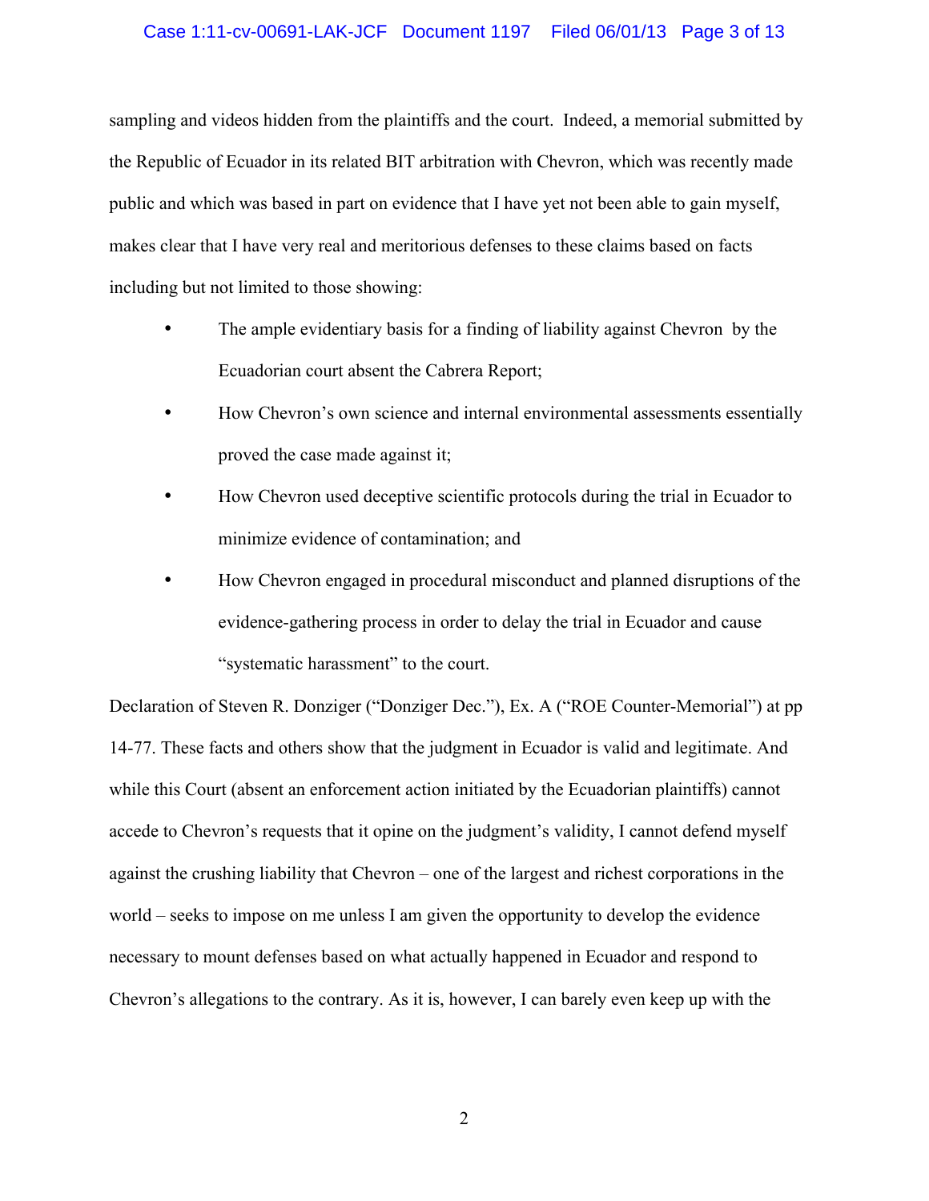sampling and videos hidden from the plaintiffs and the court. Indeed, a memorial submitted by the Republic of Ecuador in its related BIT arbitration with Chevron, which was recently made public and which was based in part on evidence that I have yet not been able to gain myself, makes clear that I have very real and meritorious defenses to these claims based on facts including but not limited to those showing:

- The ample evidentiary basis for a finding of liability against Chevron by the Ecuadorian court absent the Cabrera Report;
- How Chevron's own science and internal environmental assessments essentially proved the case made against it;
- How Chevron used deceptive scientific protocols during the trial in Ecuador to minimize evidence of contamination; and
- How Chevron engaged in procedural misconduct and planned disruptions of the evidence-gathering process in order to delay the trial in Ecuador and cause "systematic harassment" to the court.

Declaration of Steven R. Donziger ("Donziger Dec."), Ex. A ("ROE Counter-Memorial") at pp 14-77. These facts and others show that the judgment in Ecuador is valid and legitimate. And while this Court (absent an enforcement action initiated by the Ecuadorian plaintiffs) cannot accede to Chevron's requests that it opine on the judgment's validity, I cannot defend myself against the crushing liability that Chevron – one of the largest and richest corporations in the world – seeks to impose on me unless I am given the opportunity to develop the evidence necessary to mount defenses based on what actually happened in Ecuador and respond to Chevron's allegations to the contrary. As it is, however, I can barely even keep up with the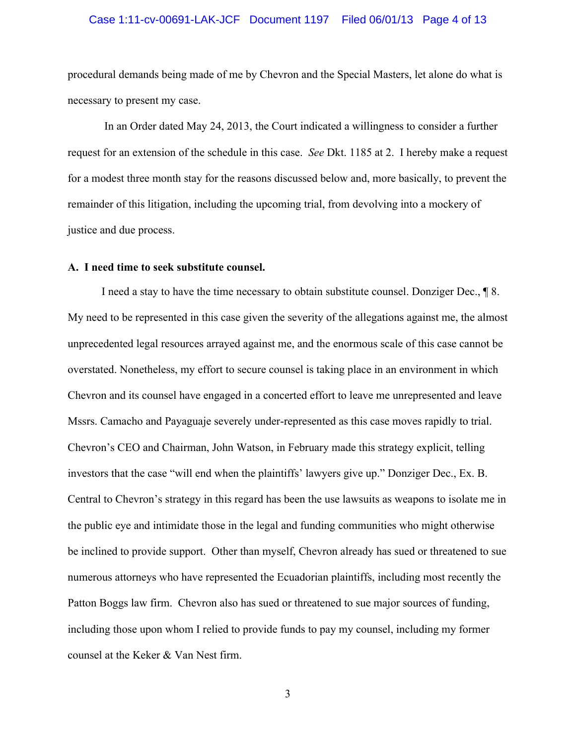procedural demands being made of me by Chevron and the Special Masters, let alone do what is necessary to present my case.

In an Order dated May 24, 2013, the Court indicated a willingness to consider a further request for an extension of the schedule in this case. *See* Dkt. 1185 at 2. I hereby make a request for a modest three month stay for the reasons discussed below and, more basically, to prevent the remainder of this litigation, including the upcoming trial, from devolving into a mockery of justice and due process.

**A. I need time to seek substitute counsel.**

I need a stay to have the time necessary to obtain substitute counsel. Donziger Dec., ¶ 8. My need to be represented in this case given the severity of the allegations against me, the almost unprecedented legal resources arrayed against me, and the enormous scale of this case cannot be overstated. Nonetheless, my effort to secure counsel is taking place in an environment in which Chevron and its counsel have engaged in a concerted effort to leave me unrepresented and leave Mssrs. Camacho and Payaguaje severely under-represented as this case moves rapidly to trial. Chevron's CEO and Chairman, John Watson, in February made this strategy explicit, telling investors that the case "will end when the plaintiffs' lawyers give up." Donziger Dec., Ex. B. Central to Chevron's strategy in this regard has been the use lawsuits as weapons to isolate me in the public eye and intimidate those in the legal and funding communities who might otherwise be inclined to provide support. Other than myself, Chevron already has sued or threatened to sue numerous attorneys who have represented the Ecuadorian plaintiffs, including most recently the Patton Boggs law firm. Chevron also has sued or threatened to sue major sources of funding, including those upon whom I relied to provide funds to pay my counsel, including my former counsel at the Keker & Van Nest firm.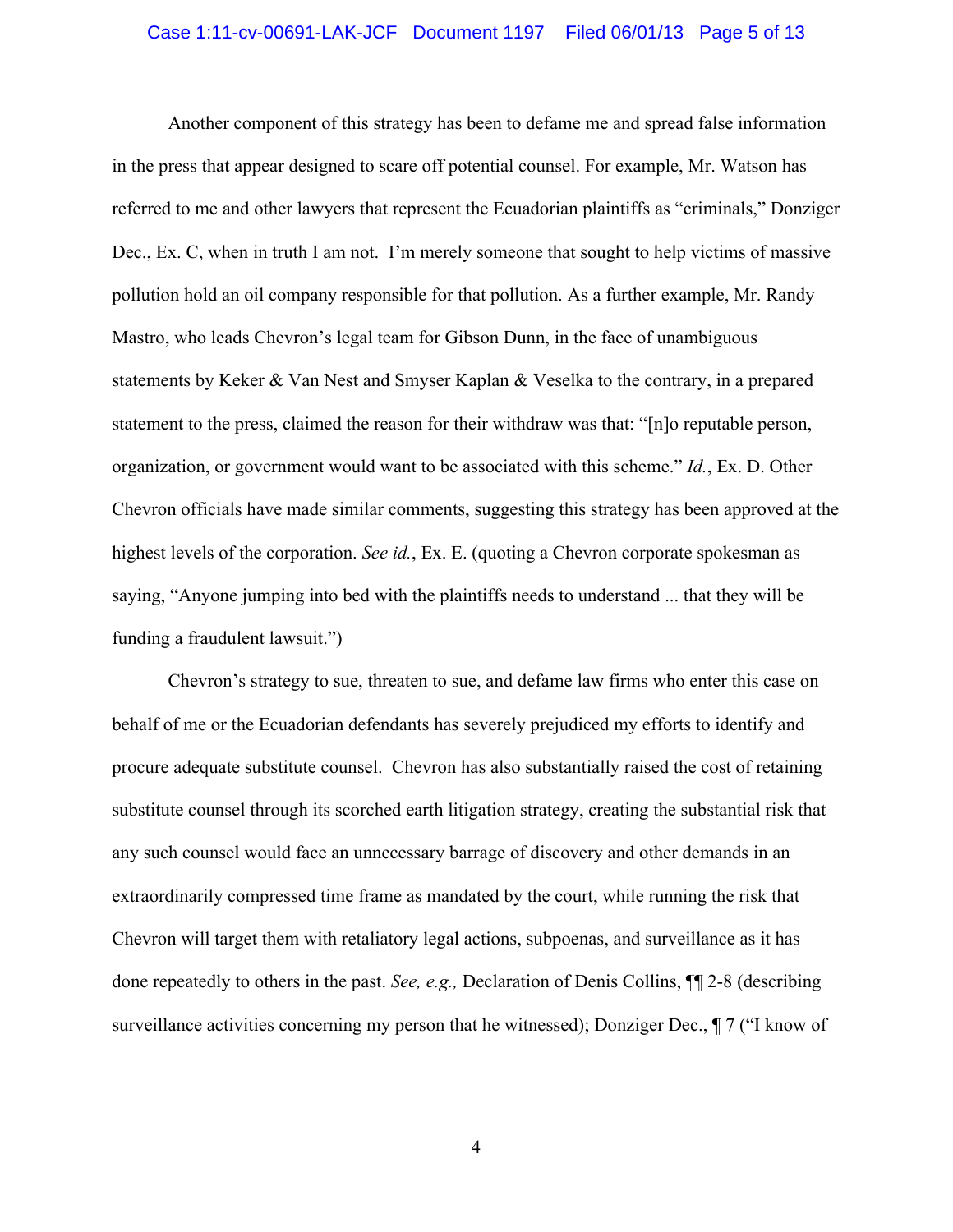Another component of this strategy has been to defame me and spread false information in the press that appear designed to scare off potential counsel. For example, Mr. Watson has referred to me and other lawyers that represent the Ecuadorian plaintiffs as "criminals," Donziger Dec., Ex. C, when in truth I am not. I'm merely someone that sought to help victims of massive pollution hold an oil company responsible for that pollution. As a further example, Mr. Randy Mastro, who leads Chevron's legal team for Gibson Dunn, in the face of unambiguous statements by Keker & Van Nest and Smyser Kaplan & Veselka to the contrary, in a prepared statement to the press, claimed the reason for their withdraw was that: "[n]o reputable person, organization, or government would want to be associated with this scheme." *Id.*, Ex. D. Other Chevron officials have made similar comments, suggesting this strategy has been approved at the highest levels of the corporation. *See id.*, Ex. E. (quoting a Chevron corporate spokesman as saying, "Anyone jumping into bed with the plaintiffs needs to understand ... that they will be funding a fraudulent lawsuit.")

Chevron's strategy to sue, threaten to sue, and defame law firms who enter this case on behalf of me or the Ecuadorian defendants has severely prejudiced my efforts to identify and procure adequate substitute counsel. Chevron has also substantially raised the cost of retaining substitute counsel through its scorched earth litigation strategy, creating the substantial risk that any such counsel would face an unnecessary barrage of discovery and other demands in an extraordinarily compressed time frame as mandated by the court, while running the risk that Chevron will target them with retaliatory legal actions, subpoenas, and surveillance as it has done repeatedly to others in the past. *See, e.g.,* Declaration of Denis Collins, ¶¶ 2-8 (describing surveillance activities concerning my person that he witnessed); Donziger Dec., ¶ 7 ("I know of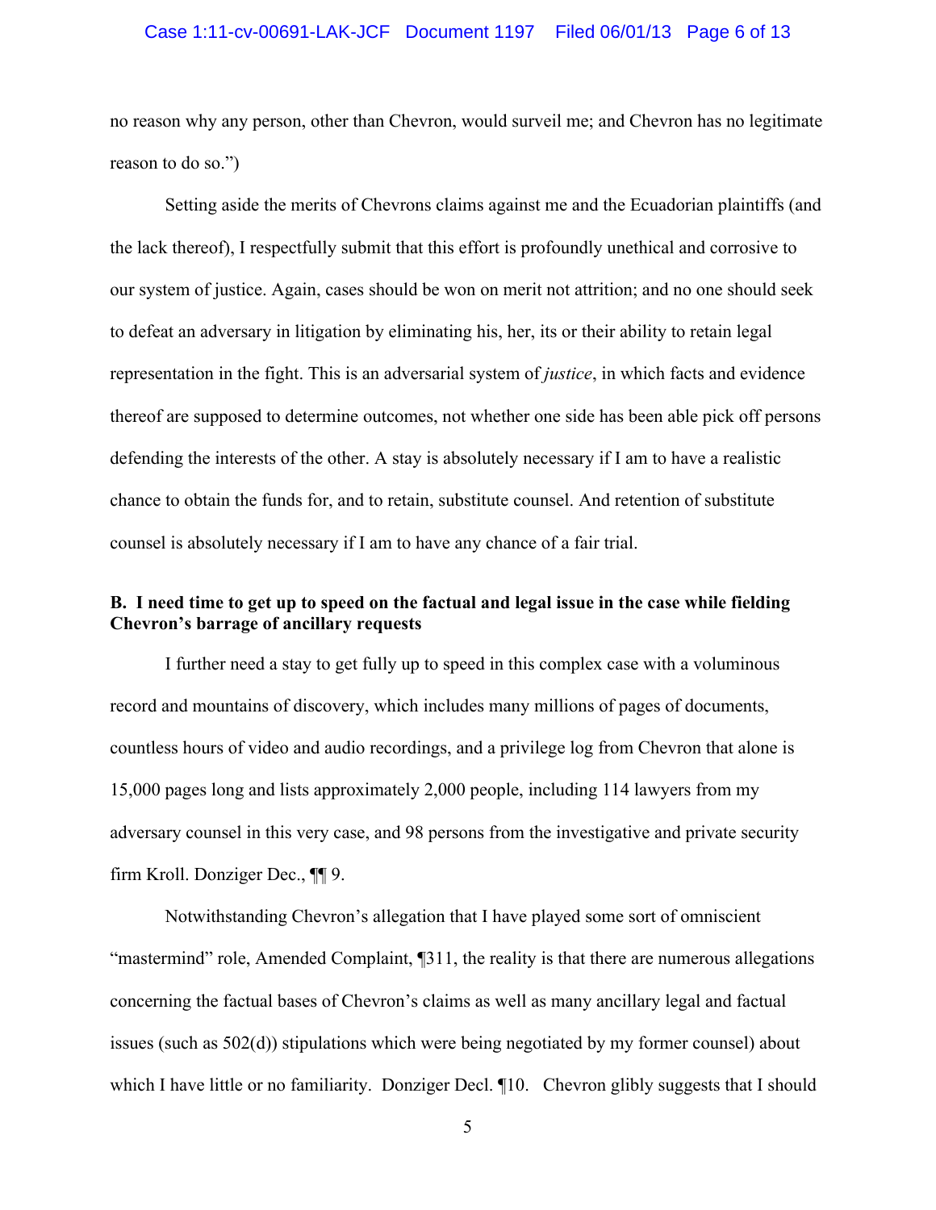no reason why any person, other than Chevron, would surveil me; and Chevron has no legitimate reason to do so.")

Setting aside the merits of Chevrons claims against me and the Ecuadorian plaintiffs (and the lack thereof), I respectfully submit that this effort is profoundly unethical and corrosive to our system of justice. Again, cases should be won on merit not attrition; and no one should seek to defeat an adversary in litigation by eliminating his, her, its or their ability to retain legal representation in the fight. This is an adversarial system of *justice*, in which facts and evidence thereof are supposed to determine outcomes, not whether one side has been able pick off persons defending the interests of the other. A stay is absolutely necessary if I am to have a realistic chance to obtain the funds for, and to retain, substitute counsel. And retention of substitute counsel is absolutely necessary if I am to have any chance of a fair trial.

**B. I need time to get up to speed on the factual and legal issue in the case while fielding Chevron's barrage of ancillary requests**

I further need a stay to get fully up to speed in this complex case with a voluminous record and mountains of discovery, which includes many millions of pages of documents, countless hours of video and audio recordings, and a privilege log from Chevron that alone is 15,000 pages long and lists approximately 2,000 people, including 114 lawyers from my adversary counsel in this very case, and 98 persons from the investigative and private security firm Kroll. Donziger Dec., ¶¶ 9.

Notwithstanding Chevron's allegation that I have played some sort of omniscient "mastermind" role, Amended Complaint, ¶311, the reality is that there are numerous allegations concerning the factual bases of Chevron's claims as well as many ancillary legal and factual issues (such as 502(d)) stipulations which were being negotiated by my former counsel) about which I have little or no familiarity. Donziger Decl. ¶10. Chevron glibly suggests that I should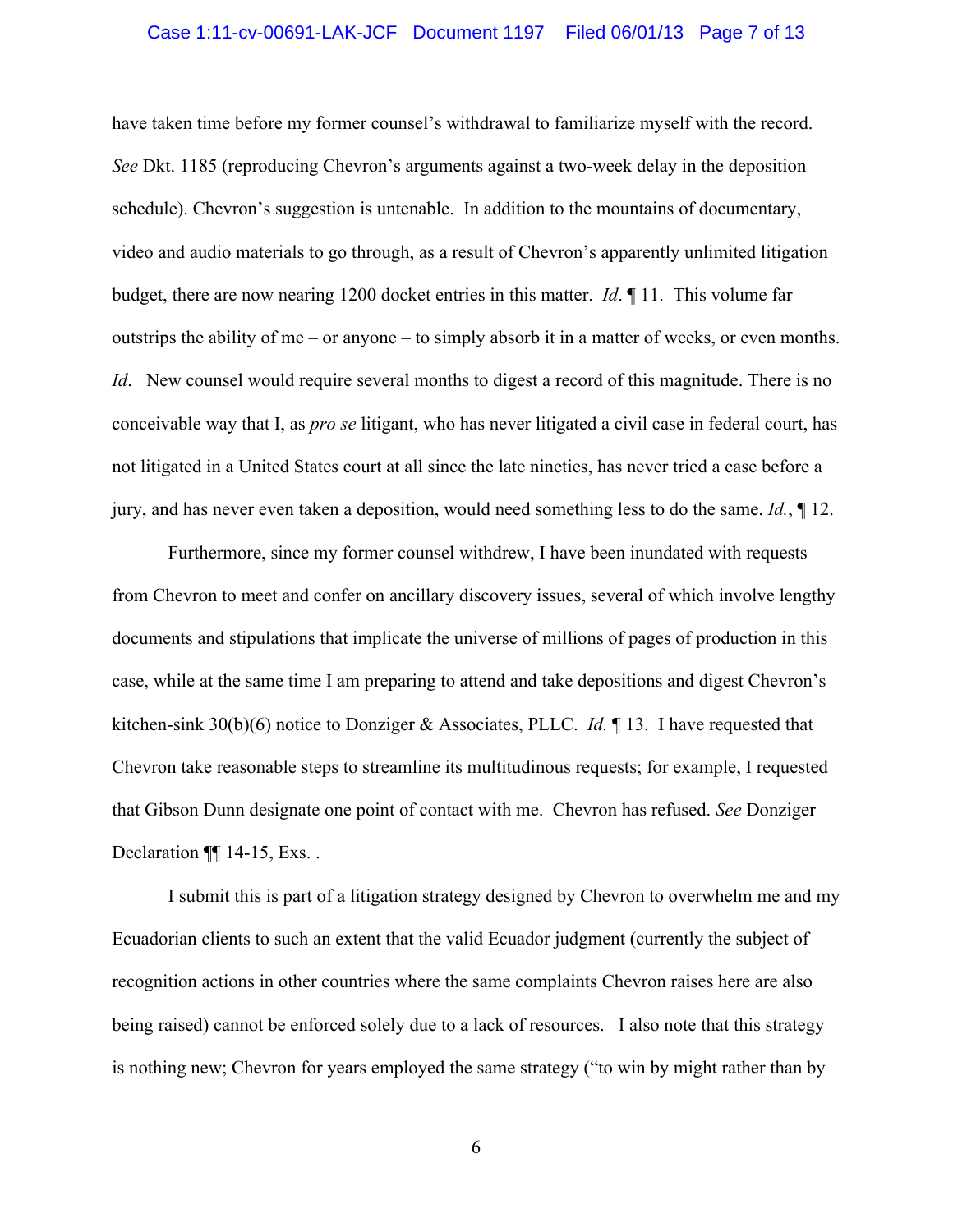have taken time before my former counsel's withdrawal to familiarize myself with the record. *See* Dkt. 1185 (reproducing Chevron's arguments against a two-week delay in the deposition schedule). Chevron's suggestion is untenable. In addition to the mountains of documentary, video and audio materials to go through, as a result of Chevron's apparently unlimited litigation budget, there are now nearing 1200 docket entries in this matter. *Id*. ¶ 11. This volume far outstrips the ability of me – or anyone – to simply absorb it in a matter of weeks, or even months. *Id*. New counsel would require several months to digest a record of this magnitude. There is no conceivable way that I, as *pro se* litigant, who has never litigated a civil case in federal court, has not litigated in a United States court at all since the late nineties, has never tried a case before a jury, and has never even taken a deposition, would need something less to do the same. *Id.*, ¶ 12.

Furthermore, since my former counsel withdrew, I have been inundated with requests from Chevron to meet and confer on ancillary discovery issues, several of which involve lengthy documents and stipulations that implicate the universe of millions of pages of production in this case, while at the same time I am preparing to attend and take depositions and digest Chevron's kitchen-sink 30(b)(6) notice to Donziger & Associates, PLLC. *Id.* ¶ 13. I have requested that Chevron take reasonable steps to streamline its multitudinous requests; for example, I requested that Gibson Dunn designate one point of contact with me. Chevron has refused. *See* Donziger Declaration ¶¶ 14-15, Exs. .

I submit this is part of a litigation strategy designed by Chevron to overwhelm me and my Ecuadorian clients to such an extent that the valid Ecuador judgment (currently the subject of recognition actions in other countries where the same complaints Chevron raises here are also being raised) cannot be enforced solely due to a lack of resources. I also note that this strategy is nothing new; Chevron for years employed the same strategy ("to win by might rather than by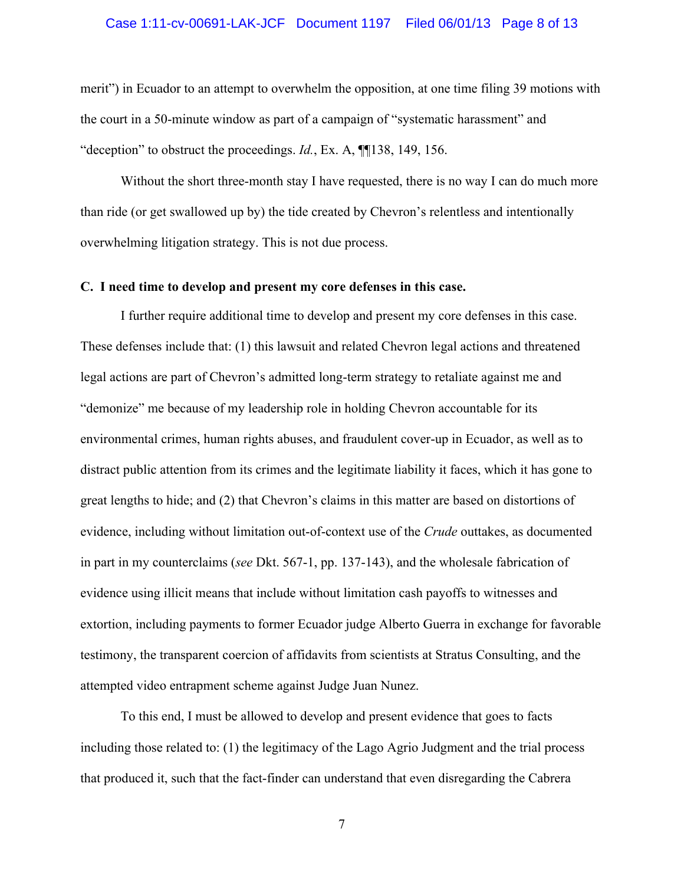merit") in Ecuador to an attempt to overwhelm the opposition, at one time filing 39 motions with the court in a 50-minute window as part of a campaign of "systematic harassment" and "deception" to obstruct the proceedings. *Id.*, Ex. A, ¶¶138, 149, 156.

Without the short three-month stay I have requested, there is no way I can do much more than ride (or get swallowed up by) the tide created by Chevron's relentless and intentionally overwhelming litigation strategy. This is not due process.

**C. I need time to develop and present my core defenses in this case.**

I further require additional time to develop and present my core defenses in this case. These defenses include that: (1) this lawsuit and related Chevron legal actions and threatened legal actions are part of Chevron's admitted long-term strategy to retaliate against me and "demonize" me because of my leadership role in holding Chevron accountable for its environmental crimes, human rights abuses, and fraudulent cover-up in Ecuador, as well as to distract public attention from its crimes and the legitimate liability it faces, which it has gone to great lengths to hide; and (2) that Chevron's claims in this matter are based on distortions of evidence, including without limitation out-of-context use of the *Crude* outtakes, as documented in part in my counterclaims (*see* Dkt. 567-1, pp. 137-143), and the wholesale fabrication of evidence using illicit means that include without limitation cash payoffs to witnesses and extortion, including payments to former Ecuador judge Alberto Guerra in exchange for favorable testimony, the transparent coercion of affidavits from scientists at Stratus Consulting, and the attempted video entrapment scheme against Judge Juan Nunez.

To this end, I must be allowed to develop and present evidence that goes to facts including those related to: (1) the legitimacy of the Lago Agrio Judgment and the trial process that produced it, such that the fact-finder can understand that even disregarding the Cabrera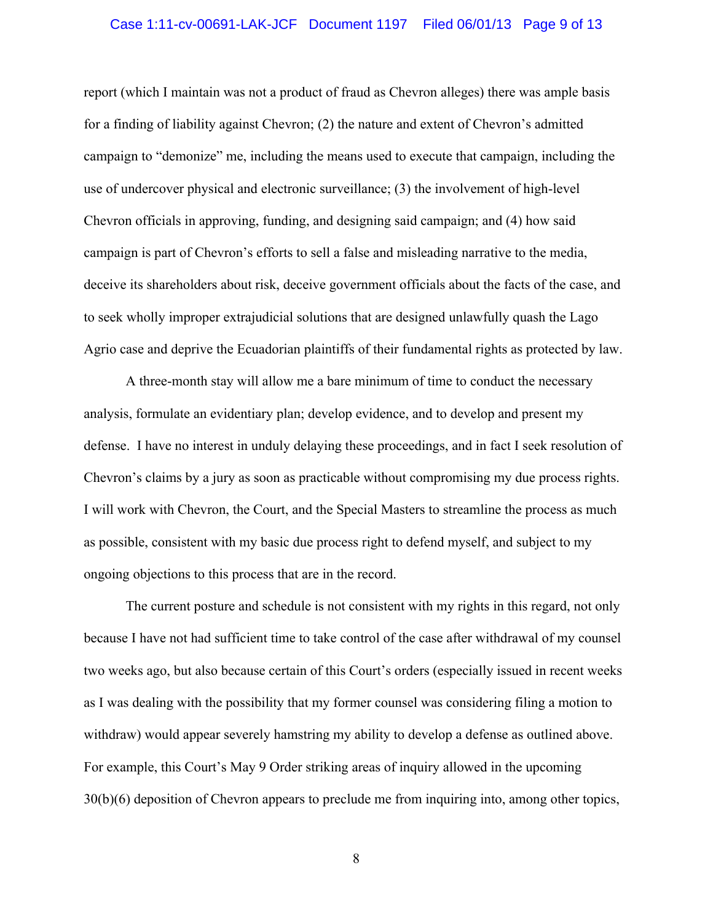report (which I maintain was not a product of fraud as Chevron alleges) there was ample basis for a finding of liability against Chevron; (2) the nature and extent of Chevron's admitted campaign to "demonize" me, including the means used to execute that campaign, including the use of undercover physical and electronic surveillance; (3) the involvement of high-level Chevron officials in approving, funding, and designing said campaign; and (4) how said campaign is part of Chevron's efforts to sell a false and misleading narrative to the media, deceive its shareholders about risk, deceive government officials about the facts of the case, and to seek wholly improper extrajudicial solutions that are designed unlawfully quash the Lago Agrio case and deprive the Ecuadorian plaintiffs of their fundamental rights as protected by law.

A three-month stay will allow me a bare minimum of time to conduct the necessary analysis, formulate an evidentiary plan; develop evidence, and to develop and present my defense. I have no interest in unduly delaying these proceedings, and in fact I seek resolution of Chevron's claims by a jury as soon as practicable without compromising my due process rights. I will work with Chevron, the Court, and the Special Masters to streamline the process as much as possible, consistent with my basic due process right to defend myself, and subject to my ongoing objections to this process that are in the record.

The current posture and schedule is not consistent with my rights in this regard, not only because I have not had sufficient time to take control of the case after withdrawal of my counsel two weeks ago, but also because certain of this Court's orders (especially issued in recent weeks as I was dealing with the possibility that my former counsel was considering filing a motion to withdraw) would appear severely hamstring my ability to develop a defense as outlined above. For example, this Court's May 9 Order striking areas of inquiry allowed in the upcoming 30(b)(6) deposition of Chevron appears to preclude me from inquiring into, among other topics,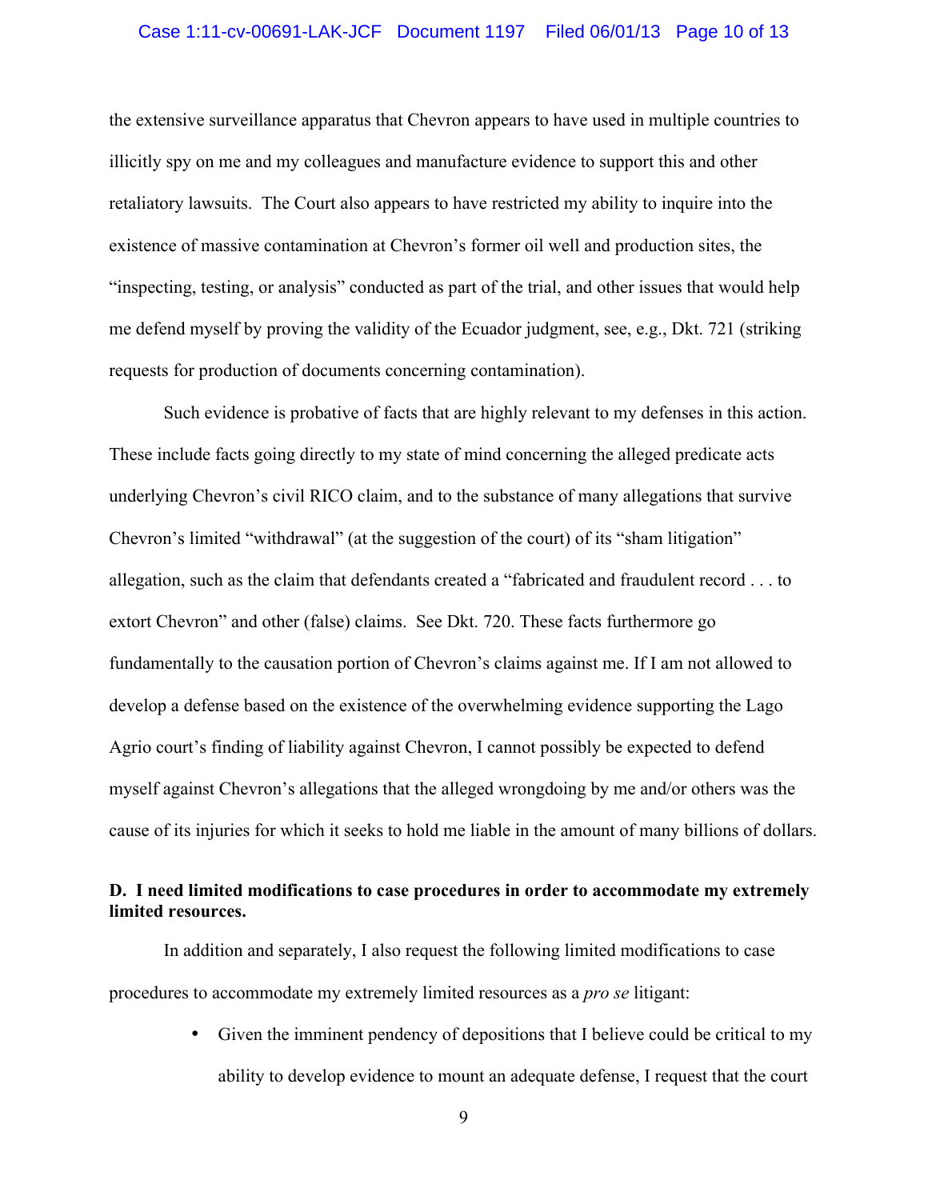the extensive surveillance apparatus that Chevron appears to have used in multiple countries to illicitly spy on me and my colleagues and manufacture evidence to support this and other retaliatory lawsuits. The Court also appears to have restricted my ability to inquire into the existence of massive contamination at Chevron's former oil well and production sites, the "inspecting, testing, or analysis" conducted as part of the trial, and other issues that would help me defend myself by proving the validity of the Ecuador judgment, see, e.g., Dkt. 721 (striking requests for production of documents concerning contamination).

Such evidence is probative of facts that are highly relevant to my defenses in this action. These include facts going directly to my state of mind concerning the alleged predicate acts underlying Chevron's civil RICO claim, and to the substance of many allegations that survive Chevron's limited "withdrawal" (at the suggestion of the court) of its "sham litigation" allegation, such as the claim that defendants created a "fabricated and fraudulent record . . . to extort Chevron" and other (false) claims. See Dkt. 720. These facts furthermore go fundamentally to the causation portion of Chevron's claims against me. If I am not allowed to develop a defense based on the existence of the overwhelming evidence supporting the Lago Agrio court's finding of liability against Chevron, I cannot possibly be expected to defend myself against Chevron's allegations that the alleged wrongdoing by me and/or others was the cause of its injuries for which it seeks to hold me liable in the amount of many billions of dollars.

**D. I need limited modifications to case procedures in order to accommodate my extremely limited resources.**

In addition and separately, I also request the following limited modifications to case procedures to accommodate my extremely limited resources as a *pro se* litigant:

- Given the imminent pendency of depositions that I believe could be critical to my ability to develop evidence to mount an adequate defense, I request that the court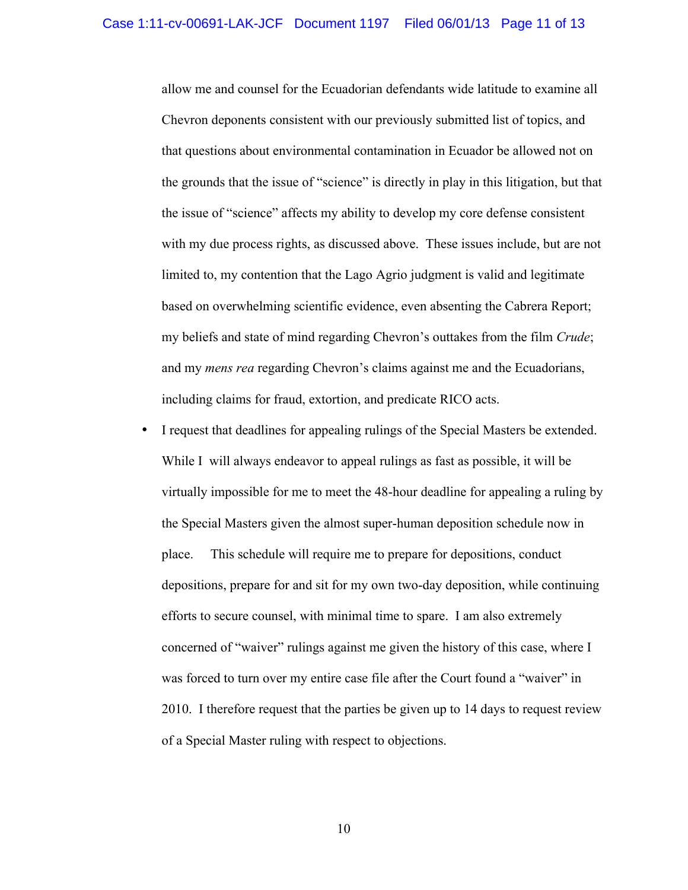allow me and counsel for the Ecuadorian defendants wide latitude to examine all Chevron deponents consistent with our previously submitted list of topics, and that questions about environmental contamination in Ecuador be allowed not on the grounds that the issue of "science" is directly in play in this litigation, but that the issue of "science" affects my ability to develop my core defense consistent with my due process rights, as discussed above. These issues include, but are not limited to, my contention that the Lago Agrio judgment is valid and legitimate based on overwhelming scientific evidence, even absenting the Cabrera Report; my beliefs and state of mind regarding Chevron's outtakes from the film *Crude*; and my *mens rea* regarding Chevron's claims against me and the Ecuadorians, including claims for fraud, extortion, and predicate RICO acts.

- I request that deadlines for appealing rulings of the Special Masters be extended. While I will always endeavor to appeal rulings as fast as possible, it will be virtually impossible for me to meet the 48-hour deadline for appealing a ruling by the Special Masters given the almost super-human deposition schedule now in place. This schedule will require me to prepare for depositions, conduct depositions, prepare for and sit for my own two-day deposition, while continuing efforts to secure counsel, with minimal time to spare. I am also extremely concerned of "waiver" rulings against me given the history of this case, where I was forced to turn over my entire case file after the Court found a "waiver" in 2010. I therefore request that the parties be given up to 14 days to request review of a Special Master ruling with respect to objections.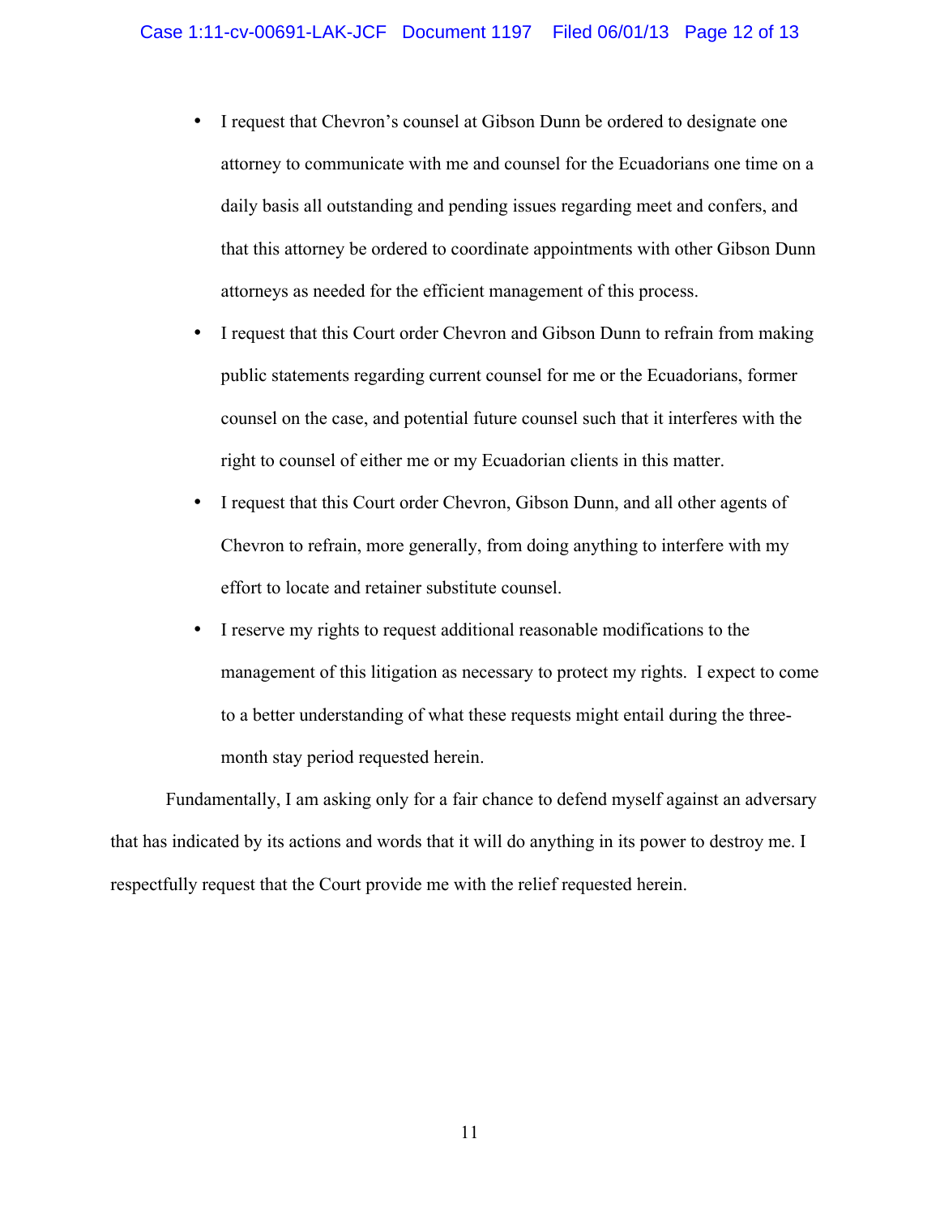- I request that Chevron's counsel at Gibson Dunn be ordered to designate one attorney to communicate with me and counsel for the Ecuadorians one time on a daily basis all outstanding and pending issues regarding meet and confers, and that this attorney be ordered to coordinate appointments with other Gibson Dunn attorneys as needed for the efficient management of this process.
- I request that this Court order Chevron and Gibson Dunn to refrain from making public statements regarding current counsel for me or the Ecuadorians, former counsel on the case, and potential future counsel such that it interferes with the right to counsel of either me or my Ecuadorian clients in this matter.
- I request that this Court order Chevron, Gibson Dunn, and all other agents of Chevron to refrain, more generally, from doing anything to interfere with my effort to locate and retainer substitute counsel.
- I reserve my rights to request additional reasonable modifications to the management of this litigation as necessary to protect my rights. I expect to come to a better understanding of what these requests might entail during the three-month stay period requested herein.

Fundamentally, I am asking only for a fair chance to defend myself against an adversary that has indicated by its actions and words that it will do anything in its power to destroy me. I respectfully request that the Court provide me with the relief requested herein.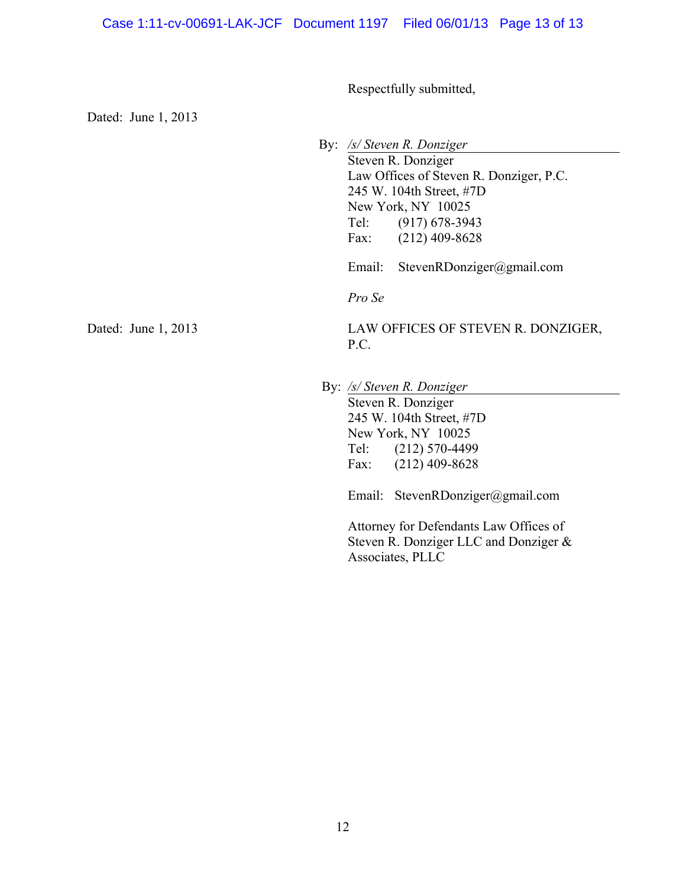Respectfully submitted,

Dated: June 1, 2013

By: */s/ Steven R. Donziger*
Steven R. Donziger
Law Offices of Steven R. Donziger, P.C.
245 W. 104th Street, #7D
New York, NY 10025
Tel: (917) 678-3943
Fax: (212) 409-8628

Email: StevenRDonziger@gmail.com

*Pro Se*

Dated: June 1, 2013

LAW OFFICES OF STEVEN R. DONZIGER, P.C.

By: */s/ Steven R. Donziger*
Steven R. Donziger
245 W. 104th Street, #7D
New York, NY 10025
Tel: (212) 570-4499
Fax: (212) 409-8628

Email: StevenRDonziger@gmail.com

Attorney for Defendants Law Offices of Steven R. Donziger LLC and Donziger & Associates, PLLC